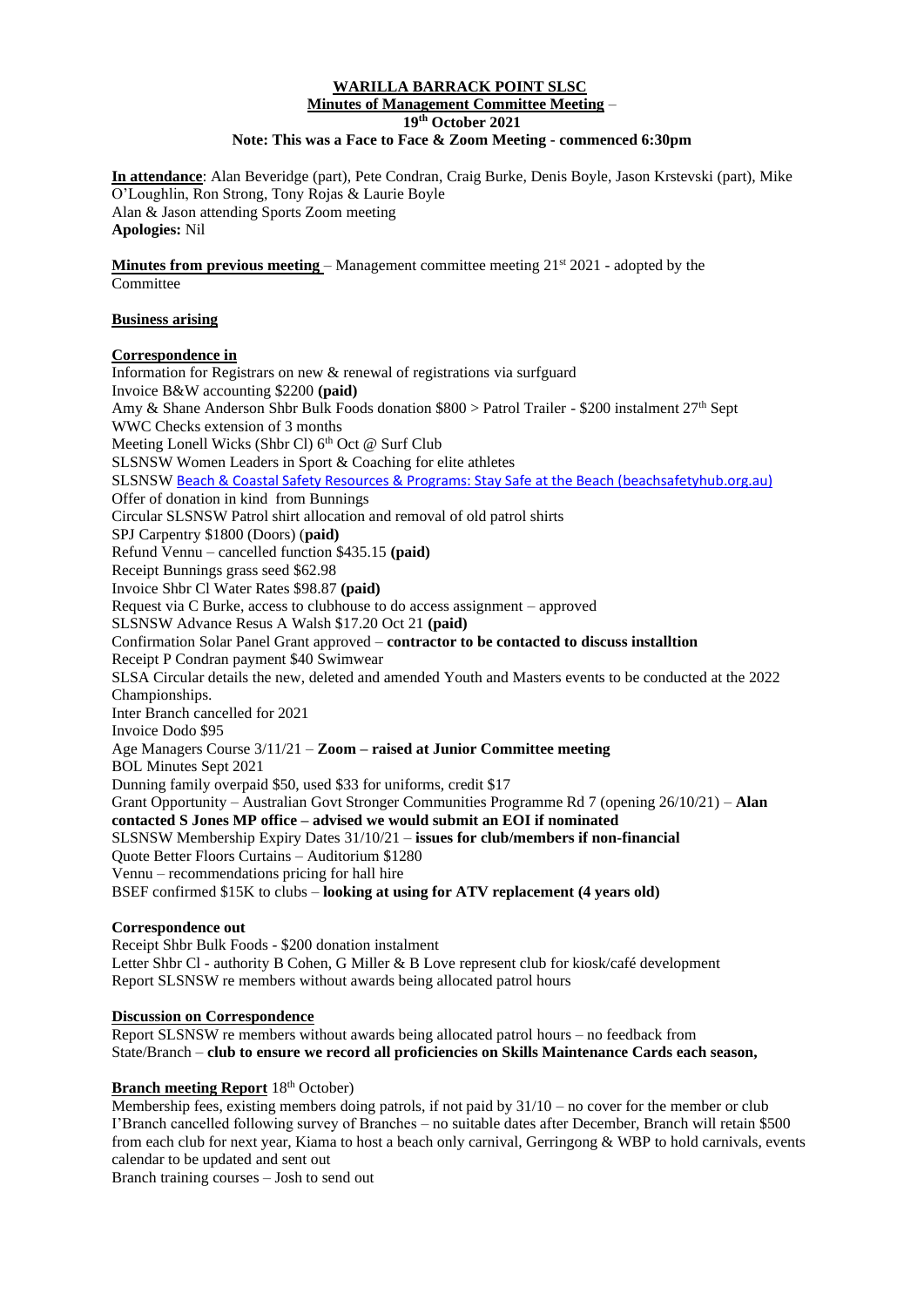# WARILLA BARRACK POINT SLSC

## Minutes of Management Committee Meeting – 19th October 2021

**Note: This was a Face to Face & Zoom Meeting - commenced 6:30pm**

**In attendance**: Alan Beveridge (part), Pete Condran, Craig Burke, Denis Boyle, Jason Krstevski (part), Mike O'Loughlin, Ron Strong, Tony Rojas & Laurie Boyle
Alan & Jason attending Sports Zoom meeting
**Apologies:** Nil

**Minutes from previous meeting** – Management committee meeting 21st 2021 - adopted by the Committee

**Business arising**

**Correspondence in**

Information for Registrars on new & renewal of registrations via surfguard
Invoice B&W accounting $2200 **(paid)**
Amy & Shane Anderson Shbr Bulk Foods donation $800 > Patrol Trailer - $200 instalment 27th Sept
WWC Checks extension of 3 months
Meeting Lonell Wicks (Shbr Cl) 6th Oct @ Surf Club
SLSNSW Women Leaders in Sport & Coaching for elite athletes
SLSNSW Beach & Coastal Safety Resources & Programs: Stay Safe at the Beach (beachsafetyhub.org.au)
Offer of donation in kind from Bunnings
Circular SLSNSW Patrol shirt allocation and removal of old patrol shirts
SPJ Carpentry $1800 (Doors) (**paid**)
Refund Vennu – cancelled function $435.15 **(paid)**
Receipt Bunnings grass seed $62.98
Invoice Shbr Cl Water Rates $98.87 **(paid)**
Request via C Burke, access to clubhouse to do access assignment – approved
SLSNSW Advance Resus A Walsh $17.20 Oct 21 **(paid)**
Confirmation Solar Panel Grant approved – **contractor to be contacted to discuss installtion**
Receipt P Condran payment $40 Swimwear
SLSA Circular details the new, deleted and amended Youth and Masters events to be conducted at the 2022 Championships.
Inter Branch cancelled for 2021
Invoice Dodo $95
Age Managers Course 3/11/21 – **Zoom – raised at Junior Committee meeting**
BOL Minutes Sept 2021
Dunning family overpaid $50, used $33 for uniforms, credit $17
Grant Opportunity – Australian Govt Stronger Communities Programme Rd 7 (opening 26/10/21) – **Alan contacted S Jones MP office – advised we would submit an EOI if nominated**
SLSNSW Membership Expiry Dates 31/10/21 – **issues for club/members if non-financial**
Quote Better Floors Curtains – Auditorium $1280
Vennu – recommendations pricing for hall hire
BSEF confirmed $15K to clubs – **looking at using for ATV replacement (4 years old)**

**Correspondence out**

Receipt Shbr Bulk Foods - $200 donation instalment
Letter Shbr Cl - authority B Cohen, G Miller & B Love represent club for kiosk/café development
Report SLSNSW re members without awards being allocated patrol hours

**Discussion on Correspondence**

Report SLSNSW re members without awards being allocated patrol hours – no feedback from State/Branch – **club to ensure we record all proficiencies on Skills Maintenance Cards each season,**

**Branch meeting Report** 18th October)

Membership fees, existing members doing patrols, if not paid by 31/10 – no cover for the member or club
I'Branch cancelled following survey of Branches – no suitable dates after December, Branch will retain $500 from each club for next year, Kiama to host a beach only carnival, Gerringong & WBP to hold carnivals, events calendar to be updated and sent out
Branch training courses – Josh to send out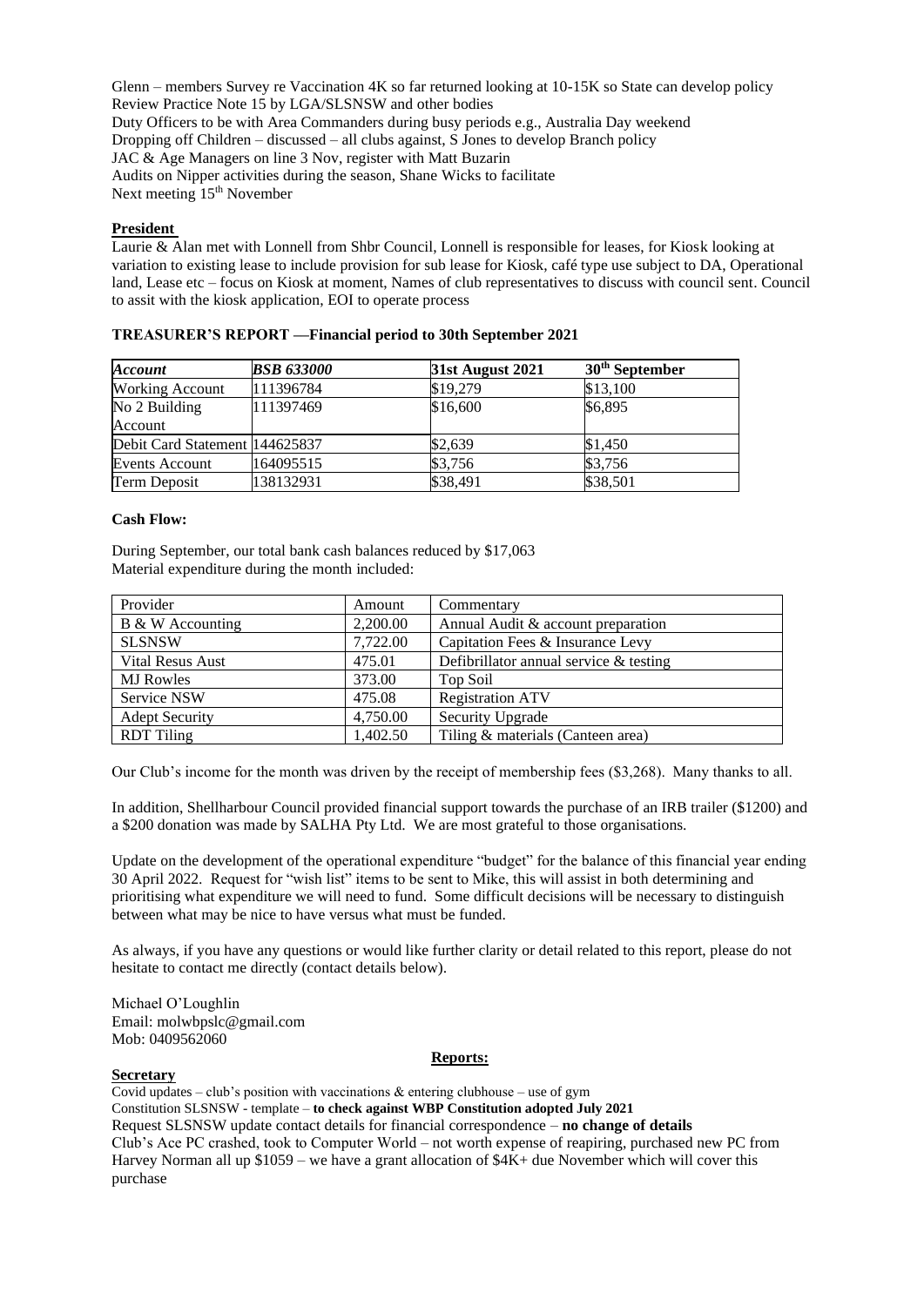Glenn – members Survey re Vaccination 4K so far returned looking at 10-15K so State can develop policy
Review Practice Note 15 by LGA/SLSNSW and other bodies
Duty Officers to be with Area Commanders during busy periods e.g., Australia Day weekend
Dropping off Children – discussed – all clubs against, S Jones to develop Branch policy
JAC & Age Managers on line 3 Nov, register with Matt Buzarin
Audits on Nipper activities during the season, Shane Wicks to facilitate
Next meeting 15th November

**President**

Laurie & Alan met with Lonnell from Shbr Council, Lonnell is responsible for leases, for Kiosk looking at variation to existing lease to include provision for sub lease for Kiosk, café type use subject to DA, Operational land, Lease etc – focus on Kiosk at moment, Names of club representatives to discuss with council sent. Council to assit with the kiosk application, EOI to operate process

**TREASURER'S REPORT —Financial period to 30th September 2021**

| *Account* | *BSB 633000* | 31st August 2021 | 30th September |
|---|---|---|---|
| Working Account | 111396784 | $19,279 | $13,100 |
| No 2 Building Account | 111397469 | $16,600 | $6,895 |
| Debit Card Statement | 144625837 | $2,639 | $1,450 |
| Events Account | 164095515 | $3,756 | $3,756 |
| Term Deposit | 138132931 | $38,491 | $38,501 |

**Cash Flow:**

During September, our total bank cash balances reduced by $17,063
Material expenditure during the month included:

| Provider | Amount | Commentary |
|---|---|---|
| B & W Accounting | 2,200.00 | Annual Audit & account preparation |
| SLSNSW | 7,722.00 | Capitation Fees & Insurance Levy |
| Vital Resus Aust | 475.01 | Defibrillator annual service & testing |
| MJ Rowles | 373.00 | Top Soil |
| Service NSW | 475.08 | Registration ATV |
| Adept Security | 4,750.00 | Security Upgrade |
| RDT Tiling | 1,402.50 | Tiling & materials (Canteen area) |

Our Club's income for the month was driven by the receipt of membership fees ($3,268). Many thanks to all.

In addition, Shellharbour Council provided financial support towards the purchase of an IRB trailer ($1200) and a $200 donation was made by SALHA Pty Ltd. We are most grateful to those organisations.

Update on the development of the operational expenditure "budget" for the balance of this financial year ending 30 April 2022. Request for "wish list" items to be sent to Mike, this will assist in both determining and prioritising what expenditure we will need to fund. Some difficult decisions will be necessary to distinguish between what may be nice to have versus what must be funded.

As always, if you have any questions or would like further clarity or detail related to this report, please do not hesitate to contact me directly (contact details below).

Michael O'Loughlin
Email: molwbpslc@gmail.com
Mob: 0409562060

**Reports:**

**Secretary**

Covid updates – club's position with vaccinations & entering clubhouse – use of gym
Constitution SLSNSW - template – **to check against WBP Constitution adopted July 2021**
Request SLSNSW update contact details for financial correspondence – **no change of details**
Club's Ace PC crashed, took to Computer World – not worth expense of reapiring, purchased new PC from Harvey Norman all up $1059 – we have a grant allocation of $4K+ due November which will cover this purchase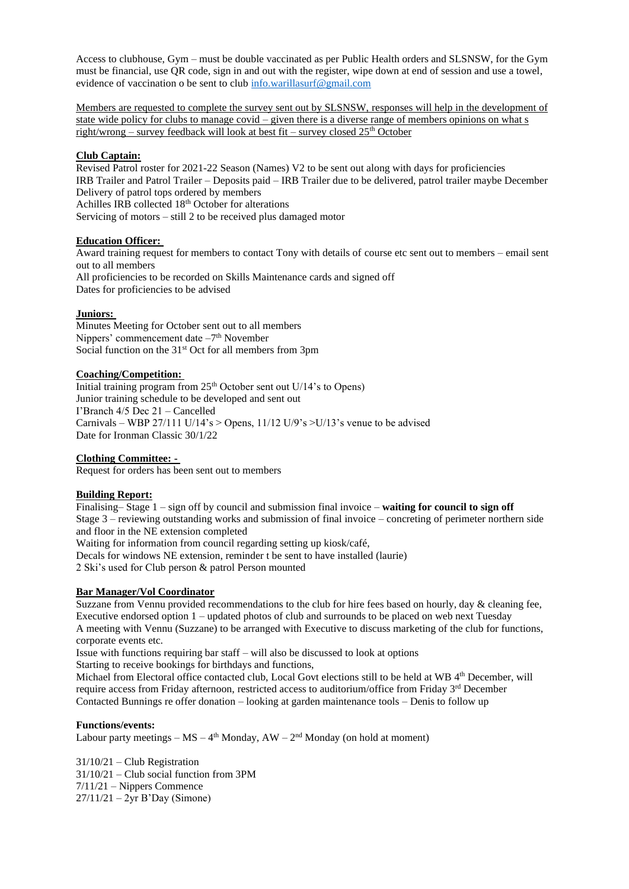Access to clubhouse, Gym – must be double vaccinated as per Public Health orders and SLSNSW, for the Gym must be financial, use QR code, sign in and out with the register, wipe down at end of session and use a towel, evidence of vaccination o be sent to club info.warillasurf@gmail.com

Members are requested to complete the survey sent out by SLSNSW, responses will help in the development of state wide policy for clubs to manage covid – given there is a diverse range of members opinions on what s right/wrong – survey feedback will look at best fit – survey closed 25th October

**Club Captain:**

Revised Patrol roster for 2021-22 Season (Names) V2 to be sent out along with days for proficiencies
IRB Trailer and Patrol Trailer – Deposits paid – IRB Trailer due to be delivered, patrol trailer maybe December
Delivery of patrol tops ordered by members
Achilles IRB collected 18th October for alterations
Servicing of motors – still 2 to be received plus damaged motor

**Education Officer:**

Award training request for members to contact Tony with details of course etc sent out to members – email sent out to all members
All proficiencies to be recorded on Skills Maintenance cards and signed off
Dates for proficiencies to be advised

**Juniors:**

Minutes Meeting for October sent out to all members
Nippers' commencement date –7th November
Social function on the 31st Oct for all members from 3pm

**Coaching/Competition:**

Initial training program from 25th October sent out U/14's to Opens)
Junior training schedule to be developed and sent out
I'Branch 4/5 Dec 21 – Cancelled
Carnivals – WBP 27/111 U/14's > Opens, 11/12 U/9's >U/13's venue to be advised
Date for Ironman Classic 30/1/22

**Clothing Committee: -**

Request for orders has been sent out to members

**Building Report:**

Finalising– Stage 1 – sign off by council and submission final invoice – **waiting for council to sign off**
Stage 3 – reviewing outstanding works and submission of final invoice – concreting of perimeter northern side and floor in the NE extension completed
Waiting for information from council regarding setting up kiosk/café,
Decals for windows NE extension, reminder t be sent to have installed (laurie)
2 Ski's used for Club person & patrol Person mounted

**Bar Manager/Vol Coordinator**

Suzzane from Vennu provided recommendations to the club for hire fees based on hourly, day & cleaning fee, Executive endorsed option 1 – updated photos of club and surrounds to be placed on web next Tuesday
A meeting with Vennu (Suzzane) to be arranged with Executive to discuss marketing of the club for functions, corporate events etc.
Issue with functions requiring bar staff – will also be discussed to look at options
Starting to receive bookings for birthdays and functions,
Michael from Electoral office contacted club, Local Govt elections still to be held at WB 4th December, will require access from Friday afternoon, restricted access to auditorium/office from Friday 3rd December
Contacted Bunnings re offer donation – looking at garden maintenance tools – Denis to follow up

**Functions/events:**

Labour party meetings – MS – 4th Monday, AW – 2nd Monday (on hold at moment)

31/10/21 – Club Registration
31/10/21 – Club social function from 3PM
7/11/21 – Nippers Commence
27/11/21 – 2yr B'Day (Simone)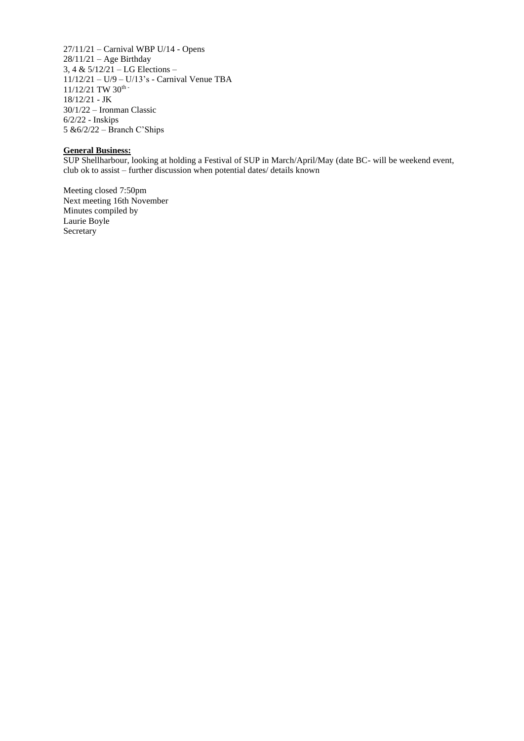27/11/21 – Carnival WBP U/14 - Opens
28/11/21 – Age Birthday
3, 4 & 5/12/21 – LG Elections –
11/12/21 – U/9 – U/13's - Carnival Venue TBA
11/12/21 TW 30th -
18/12/21 - JK
30/1/22 – Ironman Classic
6/2/22 - Inskips
5 &6/2/22 – Branch C'Ships

**General Business:**

SUP Shellharbour, looking at holding a Festival of SUP in March/April/May (date BC- will be weekend event, club ok to assist – further discussion when potential dates/ details known

Meeting closed 7:50pm
Next meeting 16th November
Minutes compiled by
Laurie Boyle
Secretary